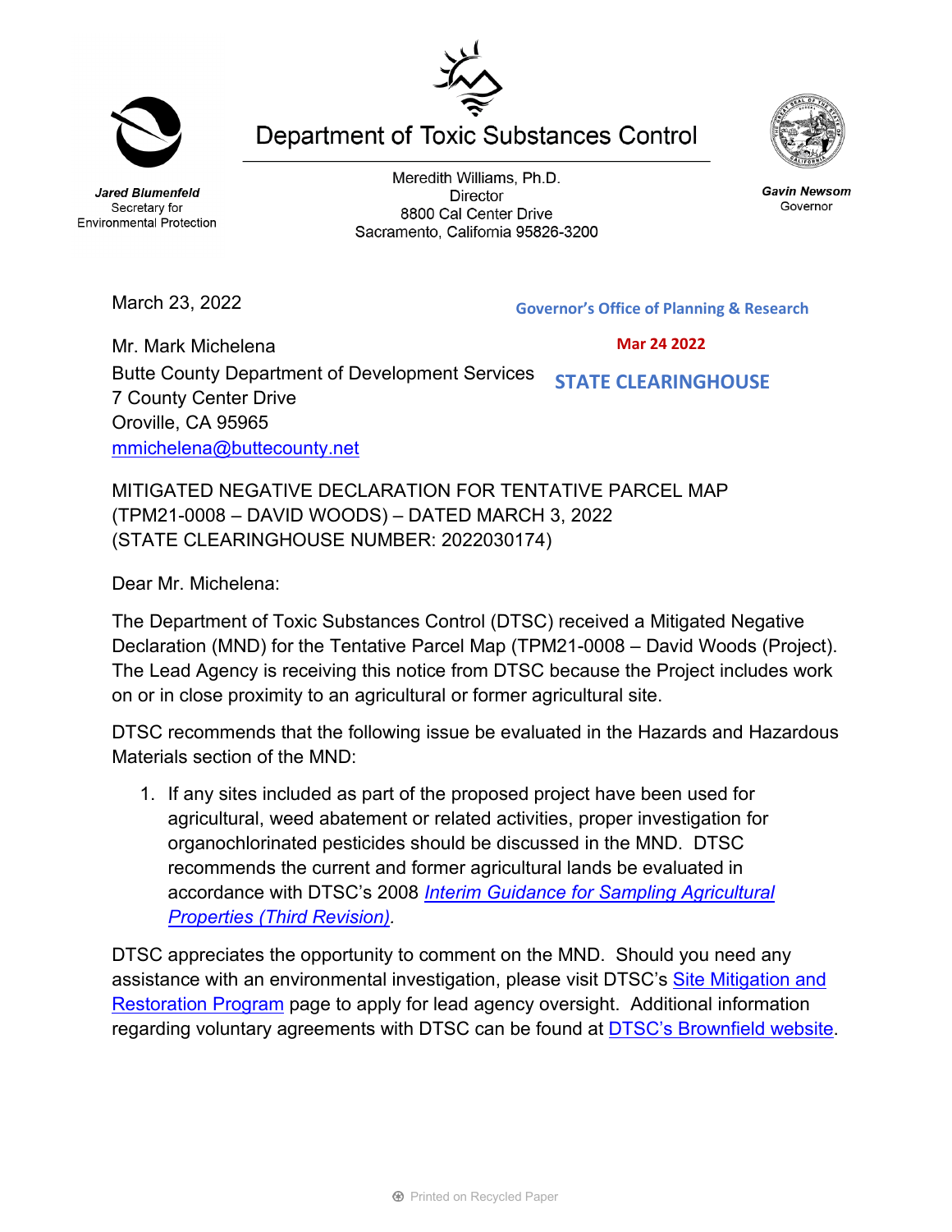Department of Toxic Substances Control

**_Jared Blumenfeld_**
Secretary for
Environmental Protection

Meredith Williams, Ph.D.
Director
8800 Cal Center Drive
Sacramento, California 95826-3200

**_Gavin Newsom_**
Governor

March 23, 2022

**Governor's Office of Planning & Research**

**Mar 24 2022**

**STATE CLEARINGHOUSE**

Mr. Mark Michelena
Butte County Department of Development Services
7 County Center Drive
Oroville, CA 95965
mmichelena@buttecounty.net

MITIGATED NEGATIVE DECLARATION FOR TENTATIVE PARCEL MAP (TPM21-0008 – DAVID WOODS) – DATED MARCH 3, 2022 (STATE CLEARINGHOUSE NUMBER: 2022030174)

Dear Mr. Michelena:

The Department of Toxic Substances Control (DTSC) received a Mitigated Negative Declaration (MND) for the Tentative Parcel Map (TPM21-0008 – David Woods (Project). The Lead Agency is receiving this notice from DTSC because the Project includes work on or in close proximity to an agricultural or former agricultural site.

DTSC recommends that the following issue be evaluated in the Hazards and Hazardous Materials section of the MND:

1. If any sites included as part of the proposed project have been used for agricultural, weed abatement or related activities, proper investigation for organochlorinated pesticides should be discussed in the MND. DTSC recommends the current and former agricultural lands be evaluated in accordance with DTSC's 2008 *Interim Guidance for Sampling Agricultural Properties (Third Revision)*.

DTSC appreciates the opportunity to comment on the MND. Should you need any assistance with an environmental investigation, please visit DTSC's Site Mitigation and Restoration Program page to apply for lead agency oversight. Additional information regarding voluntary agreements with DTSC can be found at DTSC's Brownfield website.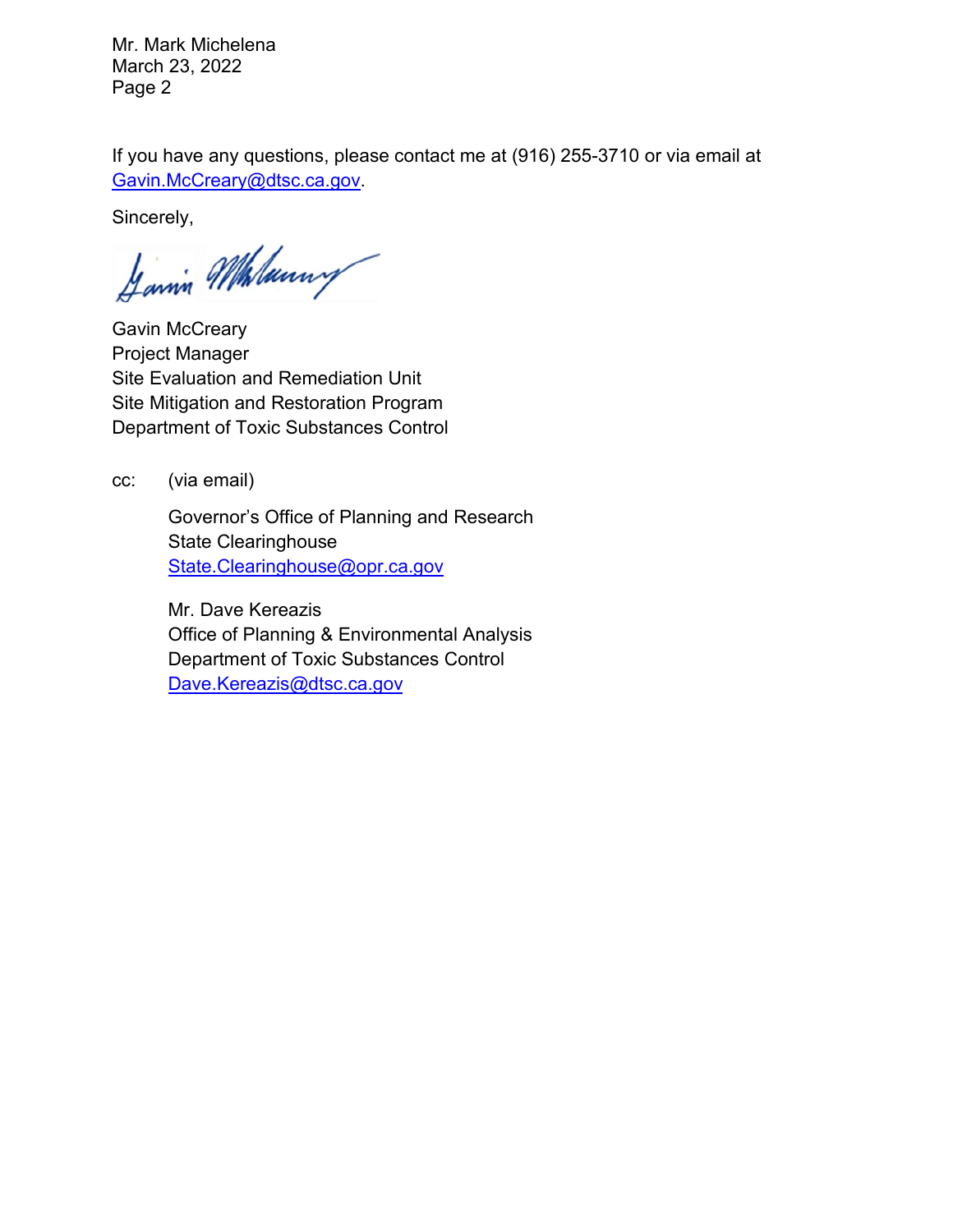If you have any questions, please contact me at (916) 255-3710 or via email at Gavin.McCreary@dtsc.ca.gov.

Sincerely,

Gavin McCreary
Project Manager
Site Evaluation and Remediation Unit
Site Mitigation and Restoration Program
Department of Toxic Substances Control

cc: (via email)

Governor's Office of Planning and Research
State Clearinghouse
State.Clearinghouse@opr.ca.gov

Mr. Dave Kereazis
Office of Planning & Environmental Analysis
Department of Toxic Substances Control
Dave.Kereazis@dtsc.ca.gov